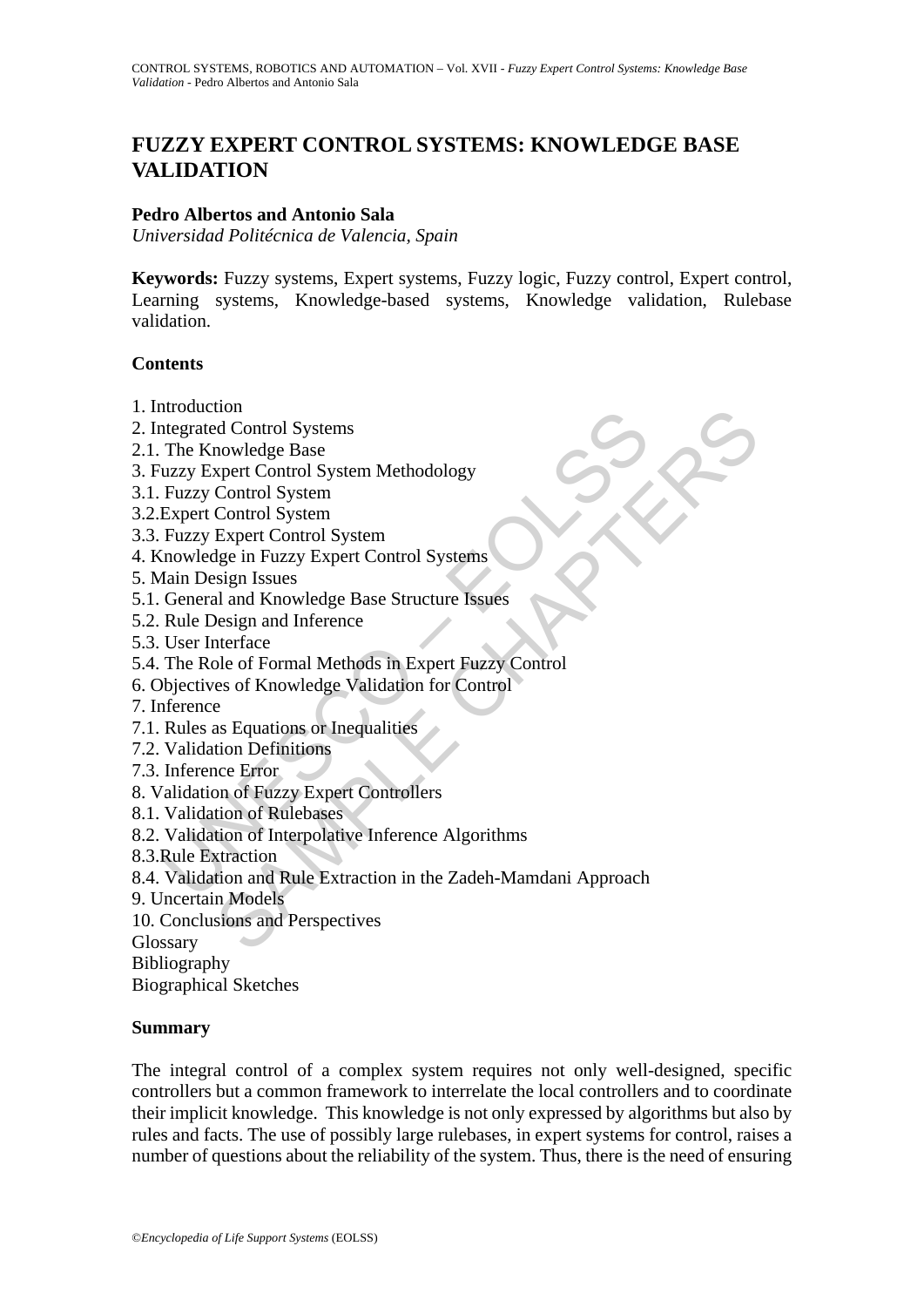# FUZZY EXPERT CONTROL SYSTEMS: KNOWLEDGE BASE VALIDATION

**Pedro Albertos and Antonio Sala**

*Universidad Politécnica de Valencia, Spain*

**Keywords:** Fuzzy systems, Expert systems, Fuzzy logic, Fuzzy control, Expert control, Learning systems, Knowledge-based systems, Knowledge validation, Rulebase validation.

## Contents

1. Introduction
2. Integrated Control Systems
2.1. The Knowledge Base
3. Fuzzy Expert Control System Methodology
3.1. Fuzzy Control System
3.2.Expert Control System
3.3. Fuzzy Expert Control System
4. Knowledge in Fuzzy Expert Control Systems
5. Main Design Issues
5.1. General and Knowledge Base Structure Issues
5.2. Rule Design and Inference
5.3. User Interface
5.4. The Role of Formal Methods in Expert Fuzzy Control
6. Objectives of Knowledge Validation for Control
7. Inference
7.1. Rules as Equations or Inequalities
7.2. Validation Definitions
7.3. Inference Error
8. Validation of Fuzzy Expert Controllers
8.1. Validation of Rulebases
8.2. Validation of Interpolative Inference Algorithms
8.3.Rule Extraction
8.4. Validation and Rule Extraction in the Zadeh-Mamdani Approach
9. Uncertain Models
10. Conclusions and Perspectives

Glossary
Bibliography
Biographical Sketches

## Summary

The integral control of a complex system requires not only well-designed, specific controllers but a common framework to interrelate the local controllers and to coordinate their implicit knowledge. This knowledge is not only expressed by algorithms but also by rules and facts. The use of possibly large rulebases, in expert systems for control, raises a number of questions about the reliability of the system. Thus, there is the need of ensuring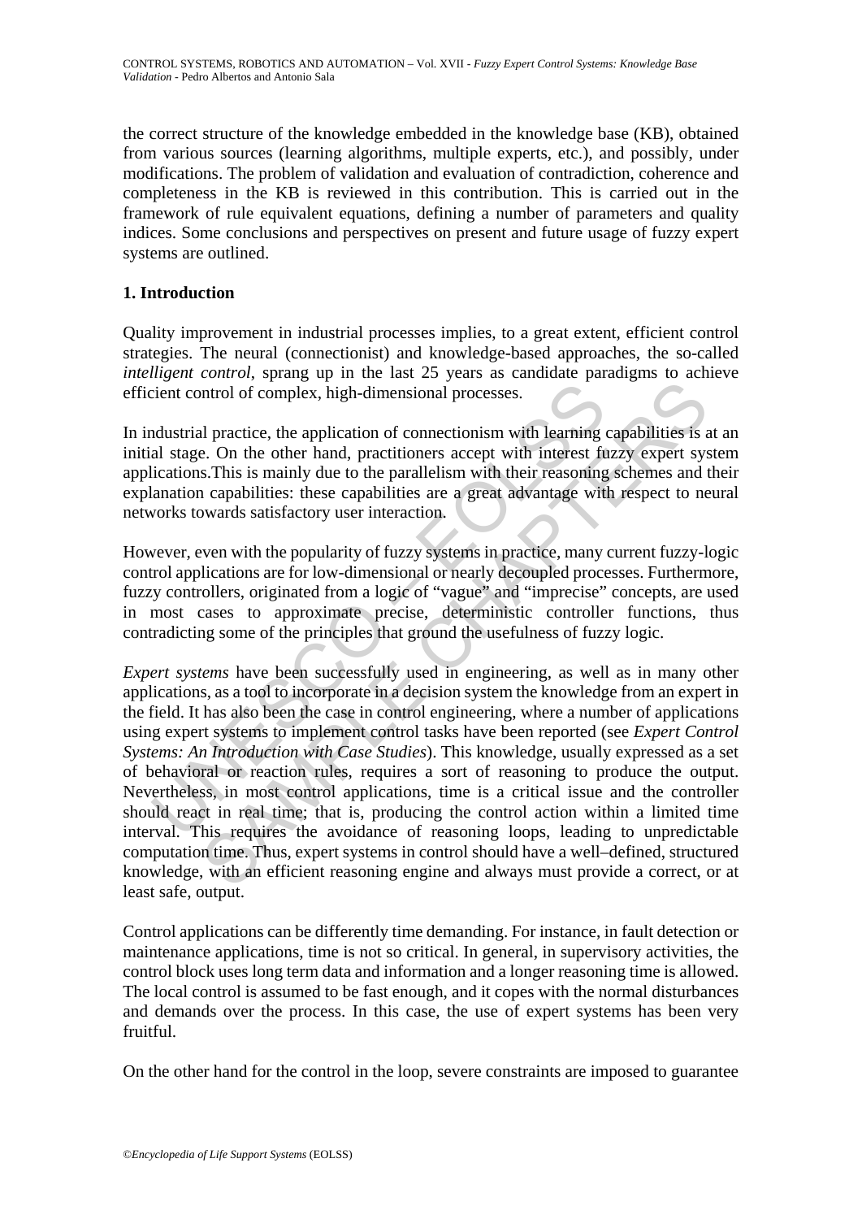the correct structure of the knowledge embedded in the knowledge base (KB), obtained from various sources (learning algorithms, multiple experts, etc.), and possibly, under modifications. The problem of validation and evaluation of contradiction, coherence and completeness in the KB is reviewed in this contribution. This is carried out in the framework of rule equivalent equations, defining a number of parameters and quality indices. Some conclusions and perspectives on present and future usage of fuzzy expert systems are outlined.

## 1. Introduction

Quality improvement in industrial processes implies, to a great extent, efficient control strategies. The neural (connectionist) and knowledge-based approaches, the so-called *intelligent control*, sprang up in the last 25 years as candidate paradigms to achieve efficient control of complex, high-dimensional processes.

In industrial practice, the application of connectionism with learning capabilities is at an initial stage. On the other hand, practitioners accept with interest fuzzy expert system applications.This is mainly due to the parallelism with their reasoning schemes and their explanation capabilities: these capabilities are a great advantage with respect to neural networks towards satisfactory user interaction.

However, even with the popularity of fuzzy systems in practice, many current fuzzy-logic control applications are for low-dimensional or nearly decoupled processes. Furthermore, fuzzy controllers, originated from a logic of "vague" and "imprecise" concepts, are used in most cases to approximate precise, deterministic controller functions, thus contradicting some of the principles that ground the usefulness of fuzzy logic.

*Expert systems* have been successfully used in engineering, as well as in many other applications, as a tool to incorporate in a decision system the knowledge from an expert in the field. It has also been the case in control engineering, where a number of applications using expert systems to implement control tasks have been reported (see *Expert Control Systems: An Introduction with Case Studies*). This knowledge, usually expressed as a set of behavioral or reaction rules, requires a sort of reasoning to produce the output. Nevertheless, in most control applications, time is a critical issue and the controller should react in real time; that is, producing the control action within a limited time interval. This requires the avoidance of reasoning loops, leading to unpredictable computation time. Thus, expert systems in control should have a well–defined, structured knowledge, with an efficient reasoning engine and always must provide a correct, or at least safe, output.

Control applications can be differently time demanding. For instance, in fault detection or maintenance applications, time is not so critical. In general, in supervisory activities, the control block uses long term data and information and a longer reasoning time is allowed. The local control is assumed to be fast enough, and it copes with the normal disturbances and demands over the process. In this case, the use of expert systems has been very fruitful.

On the other hand for the control in the loop, severe constraints are imposed to guarantee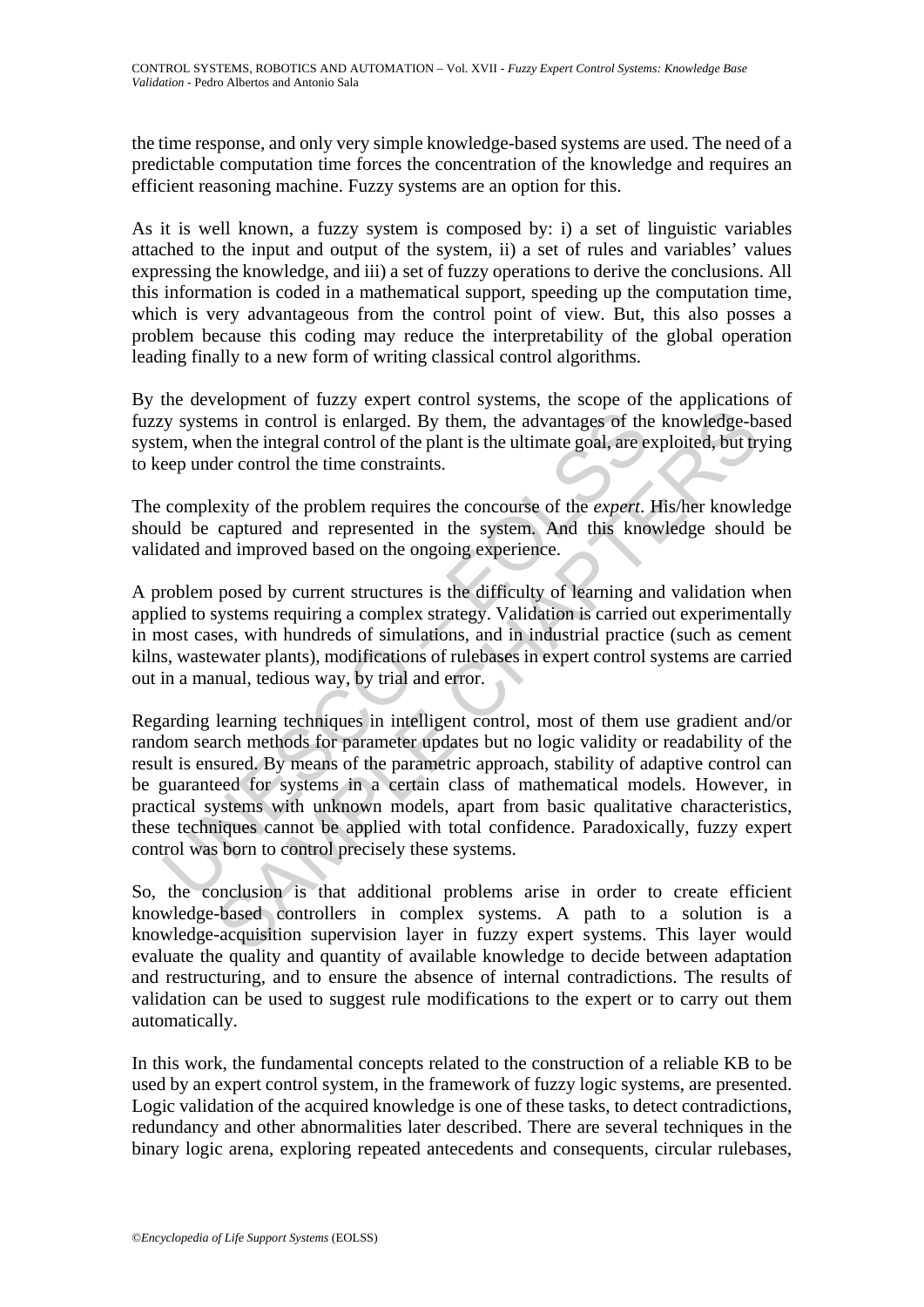the time response, and only very simple knowledge-based systems are used. The need of a predictable computation time forces the concentration of the knowledge and requires an efficient reasoning machine. Fuzzy systems are an option for this.

As it is well known, a fuzzy system is composed by: i) a set of linguistic variables attached to the input and output of the system, ii) a set of rules and variables' values expressing the knowledge, and iii) a set of fuzzy operations to derive the conclusions. All this information is coded in a mathematical support, speeding up the computation time, which is very advantageous from the control point of view. But, this also posses a problem because this coding may reduce the interpretability of the global operation leading finally to a new form of writing classical control algorithms.

By the development of fuzzy expert control systems, the scope of the applications of fuzzy systems in control is enlarged. By them, the advantages of the knowledge-based system, when the integral control of the plant is the ultimate goal, are exploited, but trying to keep under control the time constraints.

The complexity of the problem requires the concourse of the *expert*. His/her knowledge should be captured and represented in the system. And this knowledge should be validated and improved based on the ongoing experience.

A problem posed by current structures is the difficulty of learning and validation when applied to systems requiring a complex strategy. Validation is carried out experimentally in most cases, with hundreds of simulations, and in industrial practice (such as cement kilns, wastewater plants), modifications of rulebases in expert control systems are carried out in a manual, tedious way, by trial and error.

Regarding learning techniques in intelligent control, most of them use gradient and/or random search methods for parameter updates but no logic validity or readability of the result is ensured. By means of the parametric approach, stability of adaptive control can be guaranteed for systems in a certain class of mathematical models. However, in practical systems with unknown models, apart from basic qualitative characteristics, these techniques cannot be applied with total confidence. Paradoxically, fuzzy expert control was born to control precisely these systems.

So, the conclusion is that additional problems arise in order to create efficient knowledge-based controllers in complex systems. A path to a solution is a knowledge-acquisition supervision layer in fuzzy expert systems. This layer would evaluate the quality and quantity of available knowledge to decide between adaptation and restructuring, and to ensure the absence of internal contradictions. The results of validation can be used to suggest rule modifications to the expert or to carry out them automatically.

In this work, the fundamental concepts related to the construction of a reliable KB to be used by an expert control system, in the framework of fuzzy logic systems, are presented. Logic validation of the acquired knowledge is one of these tasks, to detect contradictions, redundancy and other abnormalities later described. There are several techniques in the binary logic arena, exploring repeated antecedents and consequents, circular rulebases,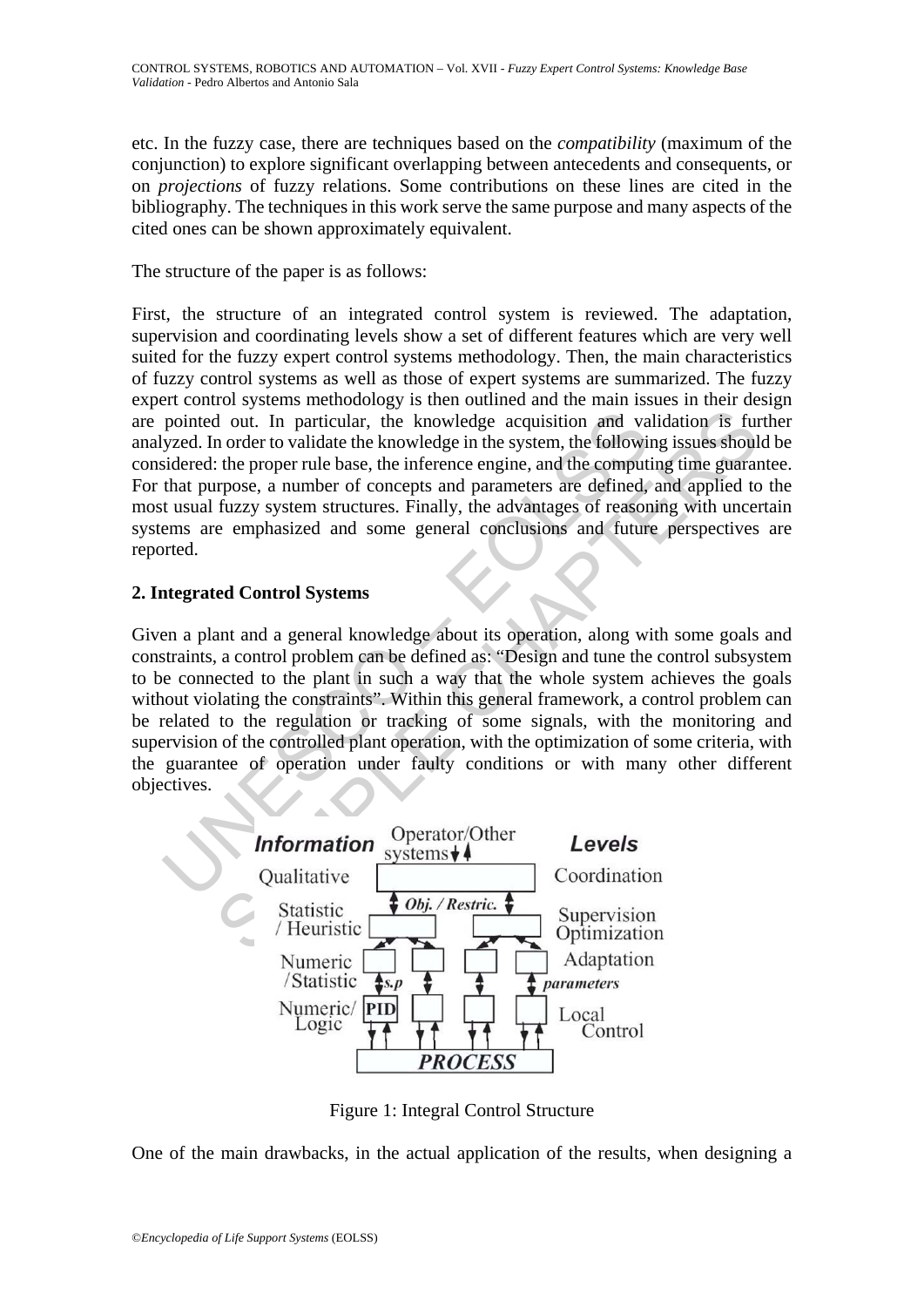etc. In the fuzzy case, there are techniques based on the *compatibility* (maximum of the conjunction) to explore significant overlapping between antecedents and consequents, or on *projections* of fuzzy relations. Some contributions on these lines are cited in the bibliography. The techniques in this work serve the same purpose and many aspects of the cited ones can be shown approximately equivalent.

The structure of the paper is as follows:

First, the structure of an integrated control system is reviewed. The adaptation, supervision and coordinating levels show a set of different features which are very well suited for the fuzzy expert control systems methodology. Then, the main characteristics of fuzzy control systems as well as those of expert systems are summarized. The fuzzy expert control systems methodology is then outlined and the main issues in their design are pointed out. In particular, the knowledge acquisition and validation is further analyzed. In order to validate the knowledge in the system, the following issues should be considered: the proper rule base, the inference engine, and the computing time guarantee. For that purpose, a number of concepts and parameters are defined, and applied to the most usual fuzzy system structures. Finally, the advantages of reasoning with uncertain systems are emphasized and some general conclusions and future perspectives are reported.

## 2. Integrated Control Systems

Given a plant and a general knowledge about its operation, along with some goals and constraints, a control problem can be defined as: "Design and tune the control subsystem to be connected to the plant in such a way that the whole system achieves the goals without violating the constraints". Within this general framework, a control problem can be related to the regulation or tracking of some signals, with the monitoring and supervision of the controlled plant operation, with the optimization of some criteria, with the guarantee of operation under faulty conditions or with many other different objectives.

Figure 1: Integral Control Structure

One of the main drawbacks, in the actual application of the results, when designing a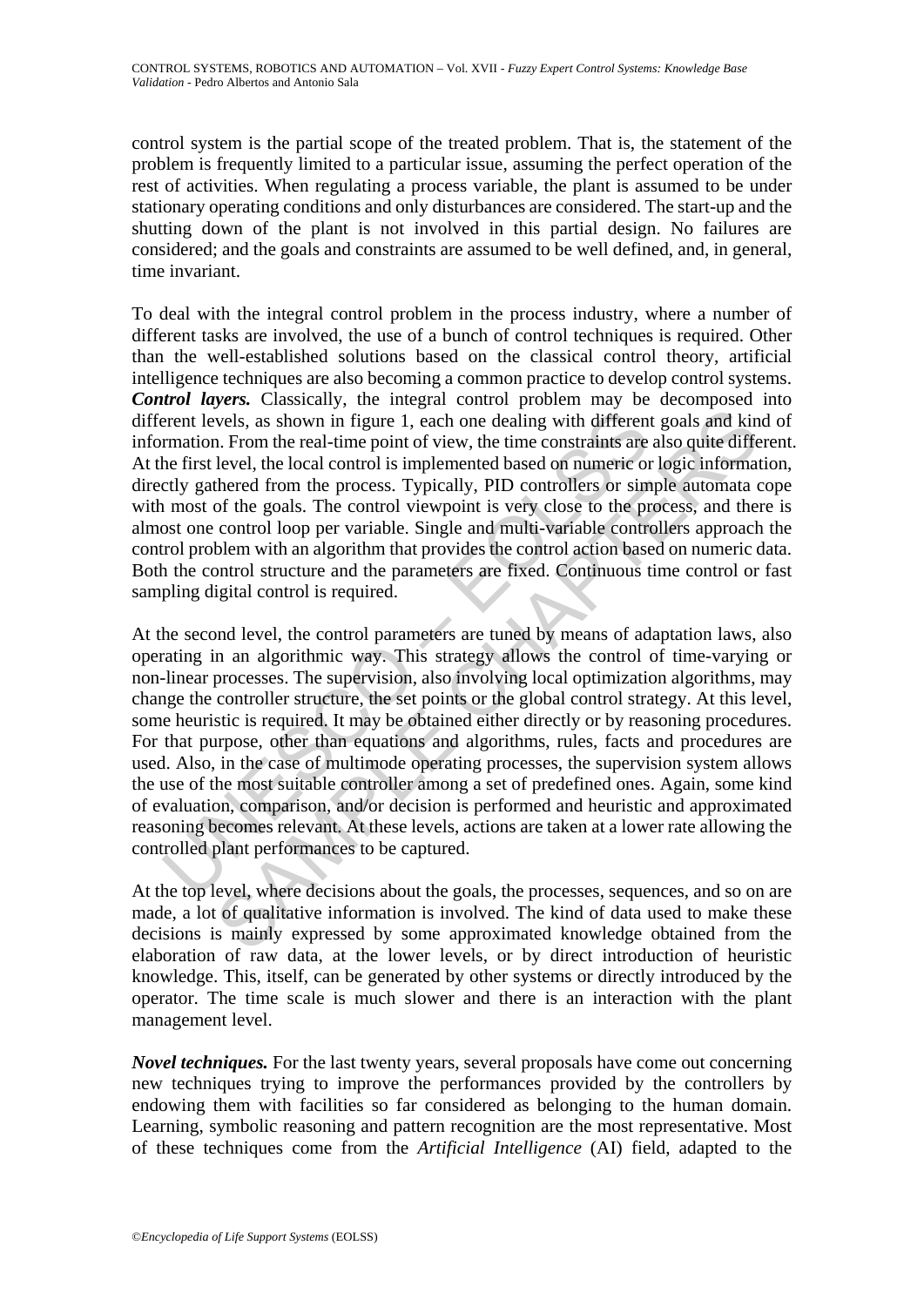control system is the partial scope of the treated problem. That is, the statement of the problem is frequently limited to a particular issue, assuming the perfect operation of the rest of activities. When regulating a process variable, the plant is assumed to be under stationary operating conditions and only disturbances are considered. The start-up and the shutting down of the plant is not involved in this partial design. No failures are considered; and the goals and constraints are assumed to be well defined, and, in general, time invariant.

To deal with the integral control problem in the process industry, where a number of different tasks are involved, the use of a bunch of control techniques is required. Other than the well-established solutions based on the classical control theory, artificial intelligence techniques are also becoming a common practice to develop control systems. ***Control layers.*** Classically, the integral control problem may be decomposed into different levels, as shown in figure 1, each one dealing with different goals and kind of information. From the real-time point of view, the time constraints are also quite different. At the first level, the local control is implemented based on numeric or logic information, directly gathered from the process. Typically, PID controllers or simple automata cope with most of the goals. The control viewpoint is very close to the process, and there is almost one control loop per variable. Single and multi-variable controllers approach the control problem with an algorithm that provides the control action based on numeric data. Both the control structure and the parameters are fixed. Continuous time control or fast sampling digital control is required.

At the second level, the control parameters are tuned by means of adaptation laws, also operating in an algorithmic way. This strategy allows the control of time-varying or non-linear processes. The supervision, also involving local optimization algorithms, may change the controller structure, the set points or the global control strategy. At this level, some heuristic is required. It may be obtained either directly or by reasoning procedures. For that purpose, other than equations and algorithms, rules, facts and procedures are used. Also, in the case of multimode operating processes, the supervision system allows the use of the most suitable controller among a set of predefined ones. Again, some kind of evaluation, comparison, and/or decision is performed and heuristic and approximated reasoning becomes relevant. At these levels, actions are taken at a lower rate allowing the controlled plant performances to be captured.

At the top level, where decisions about the goals, the processes, sequences, and so on are made, a lot of qualitative information is involved. The kind of data used to make these decisions is mainly expressed by some approximated knowledge obtained from the elaboration of raw data, at the lower levels, or by direct introduction of heuristic knowledge. This, itself, can be generated by other systems or directly introduced by the operator. The time scale is much slower and there is an interaction with the plant management level.

***Novel techniques.*** For the last twenty years, several proposals have come out concerning new techniques trying to improve the performances provided by the controllers by endowing them with facilities so far considered as belonging to the human domain. Learning, symbolic reasoning and pattern recognition are the most representative. Most of these techniques come from the *Artificial Intelligence* (AI) field, adapted to the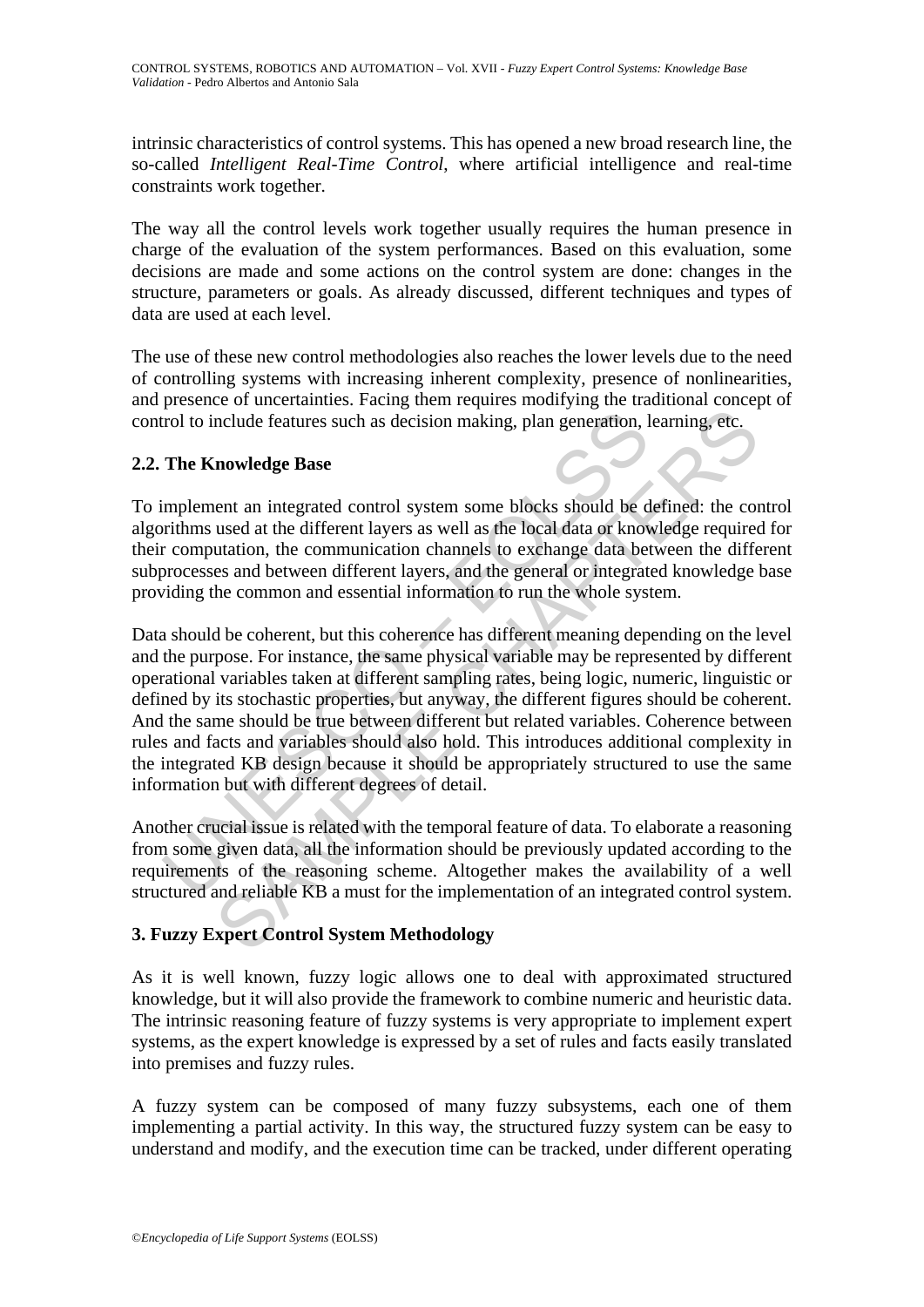intrinsic characteristics of control systems. This has opened a new broad research line, the so-called *Intelligent Real-Time Control*, where artificial intelligence and real-time constraints work together.

The way all the control levels work together usually requires the human presence in charge of the evaluation of the system performances. Based on this evaluation, some decisions are made and some actions on the control system are done: changes in the structure, parameters or goals. As already discussed, different techniques and types of data are used at each level.

The use of these new control methodologies also reaches the lower levels due to the need of controlling systems with increasing inherent complexity, presence of nonlinearities, and presence of uncertainties. Facing them requires modifying the traditional concept of control to include features such as decision making, plan generation, learning, etc.

## 2.2. The Knowledge Base

To implement an integrated control system some blocks should be defined: the control algorithms used at the different layers as well as the local data or knowledge required for their computation, the communication channels to exchange data between the different subprocesses and between different layers, and the general or integrated knowledge base providing the common and essential information to run the whole system.

Data should be coherent, but this coherence has different meaning depending on the level and the purpose. For instance, the same physical variable may be represented by different operational variables taken at different sampling rates, being logic, numeric, linguistic or defined by its stochastic properties, but anyway, the different figures should be coherent. And the same should be true between different but related variables. Coherence between rules and facts and variables should also hold. This introduces additional complexity in the integrated KB design because it should be appropriately structured to use the same information but with different degrees of detail.

Another crucial issue is related with the temporal feature of data. To elaborate a reasoning from some given data, all the information should be previously updated according to the requirements of the reasoning scheme. Altogether makes the availability of a well structured and reliable KB a must for the implementation of an integrated control system.

# 3. Fuzzy Expert Control System Methodology

As it is well known, fuzzy logic allows one to deal with approximated structured knowledge, but it will also provide the framework to combine numeric and heuristic data. The intrinsic reasoning feature of fuzzy systems is very appropriate to implement expert systems, as the expert knowledge is expressed by a set of rules and facts easily translated into premises and fuzzy rules.

A fuzzy system can be composed of many fuzzy subsystems, each one of them implementing a partial activity. In this way, the structured fuzzy system can be easy to understand and modify, and the execution time can be tracked, under different operating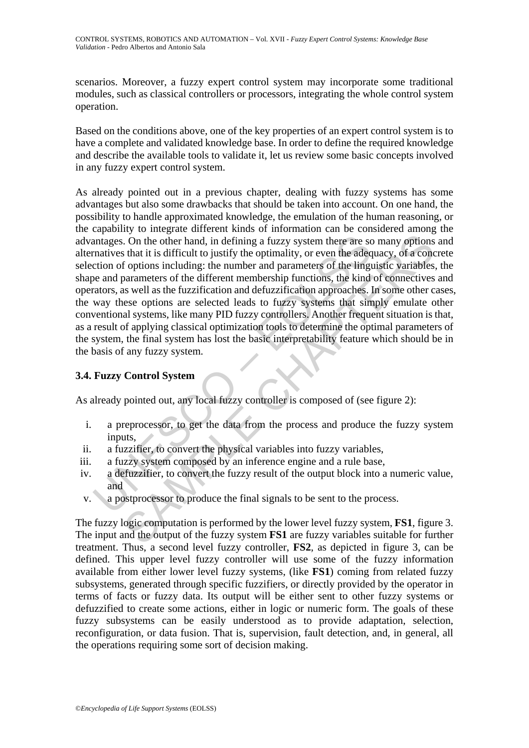scenarios. Moreover, a fuzzy expert control system may incorporate some traditional modules, such as classical controllers or processors, integrating the whole control system operation.

Based on the conditions above, one of the key properties of an expert control system is to have a complete and validated knowledge base. In order to define the required knowledge and describe the available tools to validate it, let us review some basic concepts involved in any fuzzy expert control system.

As already pointed out in a previous chapter, dealing with fuzzy systems has some advantages but also some drawbacks that should be taken into account. On one hand, the possibility to handle approximated knowledge, the emulation of the human reasoning, or the capability to integrate different kinds of information can be considered among the advantages. On the other hand, in defining a fuzzy system there are so many options and alternatives that it is difficult to justify the optimality, or even the adequacy, of a concrete selection of options including: the number and parameters of the linguistic variables, the shape and parameters of the different membership functions, the kind of connectives and operators, as well as the fuzzification and defuzzification approaches. In some other cases, the way these options are selected leads to fuzzy systems that simply emulate other conventional systems, like many PID fuzzy controllers. Another frequent situation is that, as a result of applying classical optimization tools to determine the optimal parameters of the system, the final system has lost the basic interpretability feature which should be in the basis of any fuzzy system.

### 3.4. Fuzzy Control System

As already pointed out, any local fuzzy controller is composed of (see figure 2):

i. a preprocessor, to get the data from the process and produce the fuzzy system inputs,
ii. a fuzzifier, to convert the physical variables into fuzzy variables,
iii. a fuzzy system composed by an inference engine and a rule base,
iv. a defuzzifier, to convert the fuzzy result of the output block into a numeric value, and
v. a postprocessor to produce the final signals to be sent to the process.

The fuzzy logic computation is performed by the lower level fuzzy system, **FS1**, figure 3. The input and the output of the fuzzy system **FS1** are fuzzy variables suitable for further treatment. Thus, a second level fuzzy controller, **FS2**, as depicted in figure 3, can be defined. This upper level fuzzy controller will use some of the fuzzy information available from either lower level fuzzy systems, (like **FS1**) coming from related fuzzy subsystems, generated through specific fuzzifiers, or directly provided by the operator in terms of facts or fuzzy data. Its output will be either sent to other fuzzy systems or defuzzified to create some actions, either in logic or numeric form. The goals of these fuzzy subsystems can be easily understood as to provide adaptation, selection, reconfiguration, or data fusion. That is, supervision, fault detection, and, in general, all the operations requiring some sort of decision making.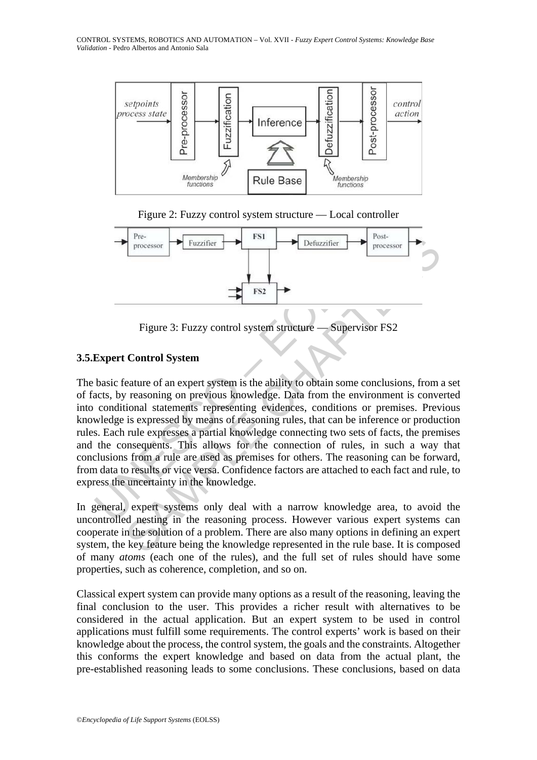Figure 2: Fuzzy control system structure — Local controller

Figure 3: Fuzzy control system structure — Supervisor FS2

### 3.5. Expert Control System

The basic feature of an expert system is the ability to obtain some conclusions, from a set of facts, by reasoning on previous knowledge. Data from the environment is converted into conditional statements representing evidences, conditions or premises. Previous knowledge is expressed by means of reasoning rules, that can be inference or production rules. Each rule expresses a partial knowledge connecting two sets of facts, the premises and the consequents. This allows for the connection of rules, in such a way that conclusions from a rule are used as premises for others. The reasoning can be forward, from data to results or vice versa. Confidence factors are attached to each fact and rule, to express the uncertainty in the knowledge.

In general, expert systems only deal with a narrow knowledge area, to avoid the uncontrolled nesting in the reasoning process. However various expert systems can cooperate in the solution of a problem. There are also many options in defining an expert system, the key feature being the knowledge represented in the rule base. It is composed of many *atoms* (each one of the rules), and the full set of rules should have some properties, such as coherence, completion, and so on.

Classical expert system can provide many options as a result of the reasoning, leaving the final conclusion to the user. This provides a richer result with alternatives to be considered in the actual application. But an expert system to be used in control applications must fulfill some requirements. The control experts' work is based on their knowledge about the process, the control system, the goals and the constraints. Altogether this conforms the expert knowledge and based on data from the actual plant, the pre-established reasoning leads to some conclusions. These conclusions, based on data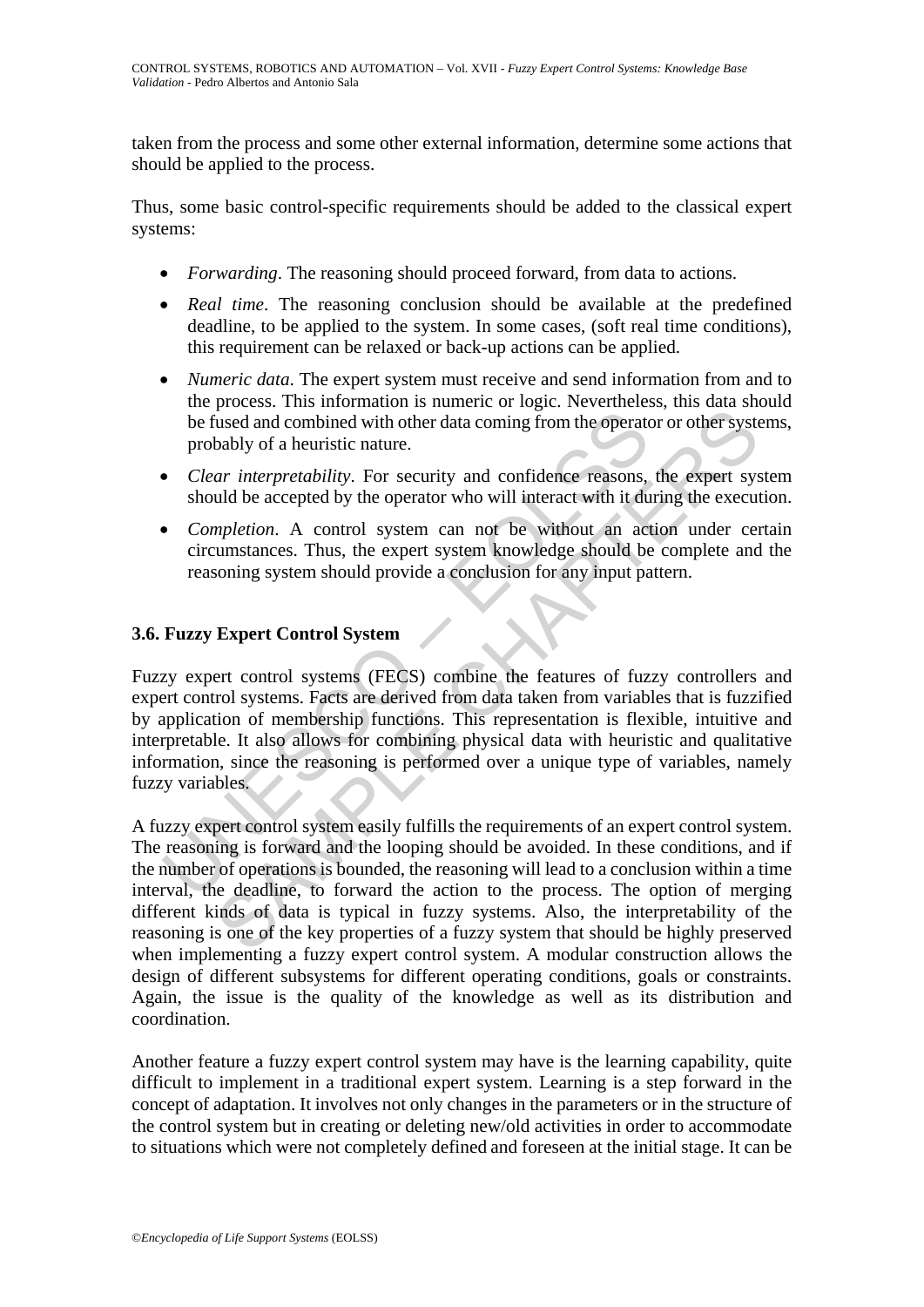taken from the process and some other external information, determine some actions that should be applied to the process.

Thus, some basic control-specific requirements should be added to the classical expert systems:

- *Forwarding*. The reasoning should proceed forward, from data to actions.
- *Real time*. The reasoning conclusion should be available at the predefined deadline, to be applied to the system. In some cases, (soft real time conditions), this requirement can be relaxed or back-up actions can be applied.
- *Numeric data*. The expert system must receive and send information from and to the process. This information is numeric or logic. Nevertheless, this data should be fused and combined with other data coming from the operator or other systems, probably of a heuristic nature.
- *Clear interpretability*. For security and confidence reasons, the expert system should be accepted by the operator who will interact with it during the execution.
- *Completion*. A control system can not be without an action under certain circumstances. Thus, the expert system knowledge should be complete and the reasoning system should provide a conclusion for any input pattern.

### 3.6. Fuzzy Expert Control System

Fuzzy expert control systems (FECS) combine the features of fuzzy controllers and expert control systems. Facts are derived from data taken from variables that is fuzzified by application of membership functions. This representation is flexible, intuitive and interpretable. It also allows for combining physical data with heuristic and qualitative information, since the reasoning is performed over a unique type of variables, namely fuzzy variables.

A fuzzy expert control system easily fulfills the requirements of an expert control system. The reasoning is forward and the looping should be avoided. In these conditions, and if the number of operations is bounded, the reasoning will lead to a conclusion within a time interval, the deadline, to forward the action to the process. The option of merging different kinds of data is typical in fuzzy systems. Also, the interpretability of the reasoning is one of the key properties of a fuzzy system that should be highly preserved when implementing a fuzzy expert control system. A modular construction allows the design of different subsystems for different operating conditions, goals or constraints. Again, the issue is the quality of the knowledge as well as its distribution and coordination.

Another feature a fuzzy expert control system may have is the learning capability, quite difficult to implement in a traditional expert system. Learning is a step forward in the concept of adaptation. It involves not only changes in the parameters or in the structure of the control system but in creating or deleting new/old activities in order to accommodate to situations which were not completely defined and foreseen at the initial stage. It can be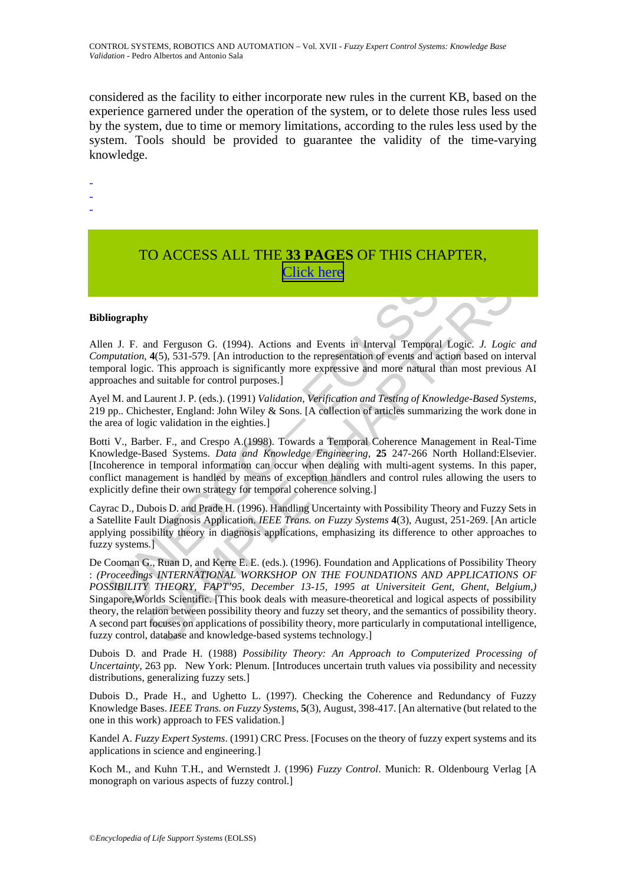considered as the facility to either incorporate new rules in the current KB, based on the experience garnered under the operation of the system, or to delete those rules less used by the system, due to time or memory limitations, according to the rules less used by the system. Tools should be provided to guarantee the validity of the time-varying knowledge.

-
-
-

TO ACCESS ALL THE **33 PAGES** OF THIS CHAPTER,
Click here

**Bibliography**

Allen J. F. and Ferguson G. (1994). Actions and Events in Interval Temporal Logic. *J. Logic and Computation*, **4**(5), 531-579. [An introduction to the representation of events and action based on interval temporal logic. This approach is significantly more expressive and more natural than most previous AI approaches and suitable for control purposes.]

Ayel M. and Laurent J. P. (eds.). (1991) *Validation, Verification and Testing of Knowledge-Based Systems*, 219 pp.. Chichester, England: John Wiley & Sons. [A collection of articles summarizing the work done in the area of logic validation in the eighties.]

Botti V., Barber. F., and Crespo A.(1998). Towards a Temporal Coherence Management in Real-Time Knowledge-Based Systems. *Data and Knowledge Engineering*, **25** 247-266 North Holland:Elsevier. [Incoherence in temporal information can occur when dealing with multi-agent systems. In this paper, conflict management is handled by means of exception handlers and control rules allowing the users to explicitly define their own strategy for temporal coherence solving.]

Cayrac D., Dubois D. and Prade H. (1996). Handling Uncertainty with Possibility Theory and Fuzzy Sets in a Satellite Fault Diagnosis Application. *IEEE Trans. on Fuzzy Systems* **4**(3), August, 251-269. [An article applying possibility theory in diagnosis applications, emphasizing its difference to other approaches to fuzzy systems.]

De Cooman G., Ruan D, and Kerre E. E. (eds.). (1996). Foundation and Applications of Possibility Theory : *(Proceedings INTERNATIONAL WORKSHOP ON THE FOUNDATIONS AND APPLICATIONS OF POSSIBILITY THEORY, FAPT'95, December 13-15, 1995 at Universiteit Gent, Ghent, Belgium,)* Singapore,Worlds Scientific. [This book deals with measure-theoretical and logical aspects of possibility theory, the relation between possibility theory and fuzzy set theory, and the semantics of possibility theory. A second part focuses on applications of possibility theory, more particularly in computational intelligence, fuzzy control, database and knowledge-based systems technology.]

Dubois D. and Prade H. (1988) *Possibility Theory: An Approach to Computerized Processing of Uncertainty*, 263 pp. New York: Plenum. [Introduces uncertain truth values via possibility and necessity distributions, generalizing fuzzy sets.]

Dubois D., Prade H., and Ughetto L. (1997). Checking the Coherence and Redundancy of Fuzzy Knowledge Bases. *IEEE Trans. on Fuzzy Systems*, **5**(3), August, 398-417. [An alternative (but related to the one in this work) approach to FES validation.]

Kandel A. *Fuzzy Expert Systems*. (1991) CRC Press. [Focuses on the theory of fuzzy expert systems and its applications in science and engineering.]

Koch M., and Kuhn T.H., and Wernstedt J. (1996) *Fuzzy Control*. Munich: R. Oldenbourg Verlag [A monograph on various aspects of fuzzy control.]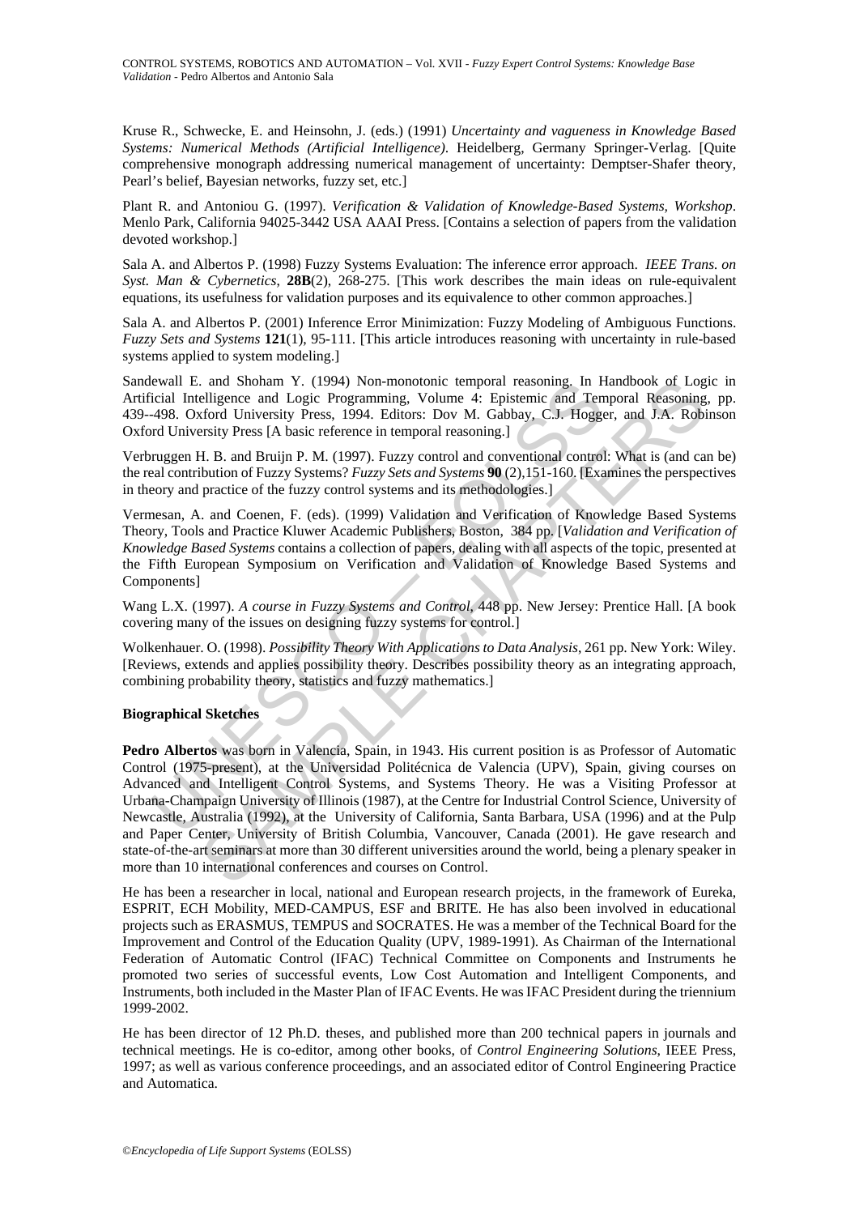Kruse R., Schwecke, E. and Heinsohn, J. (eds.) (1991) *Uncertainty and vagueness in Knowledge Based Systems: Numerical Methods (Artificial Intelligence)*. Heidelberg, Germany Springer-Verlag. [Quite comprehensive monograph addressing numerical management of uncertainty: Demptser-Shafer theory, Pearl's belief, Bayesian networks, fuzzy set, etc.]

Plant R. and Antoniou G. (1997). *Verification & Validation of Knowledge-Based Systems, Workshop*. Menlo Park, California 94025-3442 USA AAAI Press. [Contains a selection of papers from the validation devoted workshop.]

Sala A. and Albertos P. (1998) Fuzzy Systems Evaluation: The inference error approach. *IEEE Trans. on Syst. Man & Cybernetics*, **28B**(2), 268-275. [This work describes the main ideas on rule-equivalent equations, its usefulness for validation purposes and its equivalence to other common approaches.]

Sala A. and Albertos P. (2001) Inference Error Minimization: Fuzzy Modeling of Ambiguous Functions. *Fuzzy Sets and Systems* **121**(1), 95-111. [This article introduces reasoning with uncertainty in rule-based systems applied to system modeling.]

Sandewall E. and Shoham Y. (1994) Non-monotonic temporal reasoning. In Handbook of Logic in Artificial Intelligence and Logic Programming, Volume 4: Epistemic and Temporal Reasoning, pp. 439--498. Oxford University Press, 1994. Editors: Dov M. Gabbay, C.J. Hogger, and J.A. Robinson Oxford University Press [A basic reference in temporal reasoning.]

Verbruggen H. B. and Bruijn P. M. (1997). Fuzzy control and conventional control: What is (and can be) the real contribution of Fuzzy Systems? *Fuzzy Sets and Systems* **90** (2),151-160. [Examines the perspectives in theory and practice of the fuzzy control systems and its methodologies.]

Vermesan, A. and Coenen, F. (eds). (1999) Validation and Verification of Knowledge Based Systems Theory, Tools and Practice Kluwer Academic Publishers, Boston, 384 pp. [*Validation and Verification of Knowledge Based Systems* contains a collection of papers, dealing with all aspects of the topic, presented at the Fifth European Symposium on Verification and Validation of Knowledge Based Systems and Components]

Wang L.X. (1997). *A course in Fuzzy Systems and Control*, 448 pp. New Jersey: Prentice Hall. [A book covering many of the issues on designing fuzzy systems for control.]

Wolkenhauer. O. (1998). *Possibility Theory With Applications to Data Analysis*, 261 pp. New York: Wiley. [Reviews, extends and applies possibility theory. Describes possibility theory as an integrating approach, combining probability theory, statistics and fuzzy mathematics.]

**Biographical Sketches**

**Pedro Albertos** was born in Valencia, Spain, in 1943. His current position is as Professor of Automatic Control (1975-present), at the Universidad Politécnica de Valencia (UPV), Spain, giving courses on Advanced and Intelligent Control Systems, and Systems Theory. He was a Visiting Professor at Urbana-Champaign University of Illinois (1987), at the Centre for Industrial Control Science, University of Newcastle, Australia (1992), at the University of California, Santa Barbara, USA (1996) and at the Pulp and Paper Center, University of British Columbia, Vancouver, Canada (2001). He gave research and state-of-the-art seminars at more than 30 different universities around the world, being a plenary speaker in more than 10 international conferences and courses on Control.

He has been a researcher in local, national and European research projects, in the framework of Eureka, ESPRIT, ECH Mobility, MED-CAMPUS, ESF and BRITE. He has also been involved in educational projects such as ERASMUS, TEMPUS and SOCRATES. He was a member of the Technical Board for the Improvement and Control of the Education Quality (UPV, 1989-1991). As Chairman of the International Federation of Automatic Control (IFAC) Technical Committee on Components and Instruments he promoted two series of successful events, Low Cost Automation and Intelligent Components, and Instruments, both included in the Master Plan of IFAC Events. He was IFAC President during the triennium 1999-2002.

He has been director of 12 Ph.D. theses, and published more than 200 technical papers in journals and technical meetings. He is co-editor, among other books, of *Control Engineering Solutions*, IEEE Press, 1997; as well as various conference proceedings, and an associated editor of Control Engineering Practice and Automatica.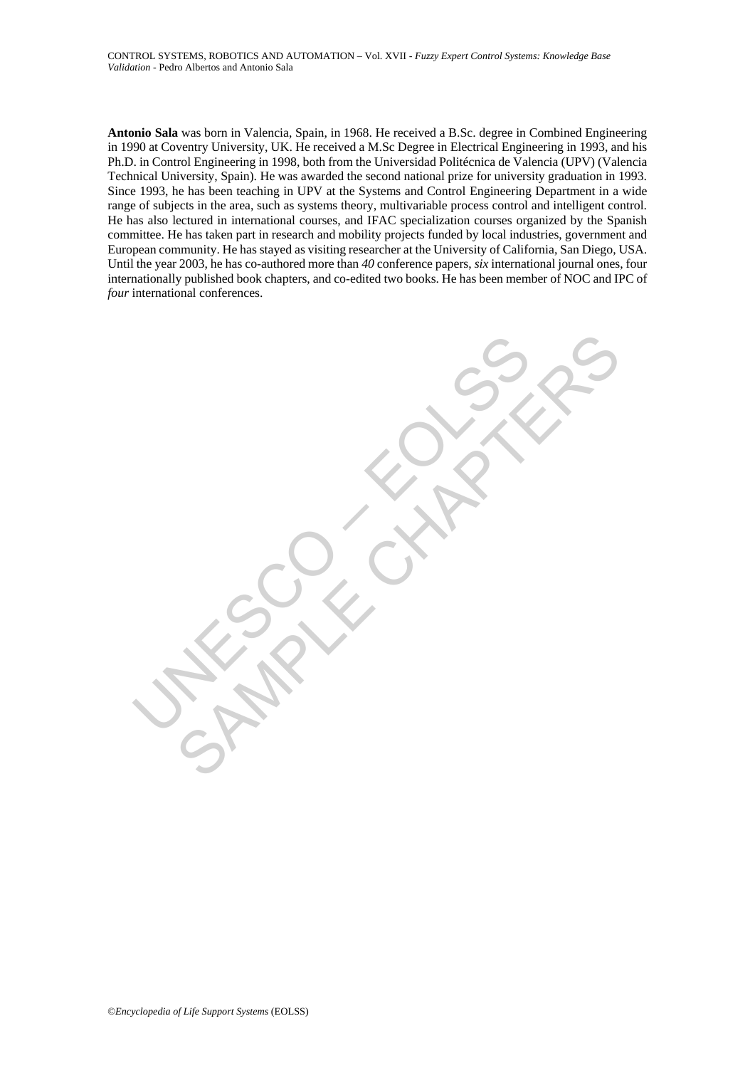**Antonio Sala** was born in Valencia, Spain, in 1968. He received a B.Sc. degree in Combined Engineering in 1990 at Coventry University, UK. He received a M.Sc Degree in Electrical Engineering in 1993, and his Ph.D. in Control Engineering in 1998, both from the Universidad Politécnica de Valencia (UPV) (Valencia Technical University, Spain). He was awarded the second national prize for university graduation in 1993. Since 1993, he has been teaching in UPV at the Systems and Control Engineering Department in a wide range of subjects in the area, such as systems theory, multivariable process control and intelligent control. He has also lectured in international courses, and IFAC specialization courses organized by the Spanish committee. He has taken part in research and mobility projects funded by local industries, government and European community. He has stayed as visiting researcher at the University of California, San Diego, USA. Until the year 2003, he has co-authored more than *40* conference papers, *six* international journal ones, four internationally published book chapters, and co-edited two books. He has been member of NOC and IPC of *four* international conferences.